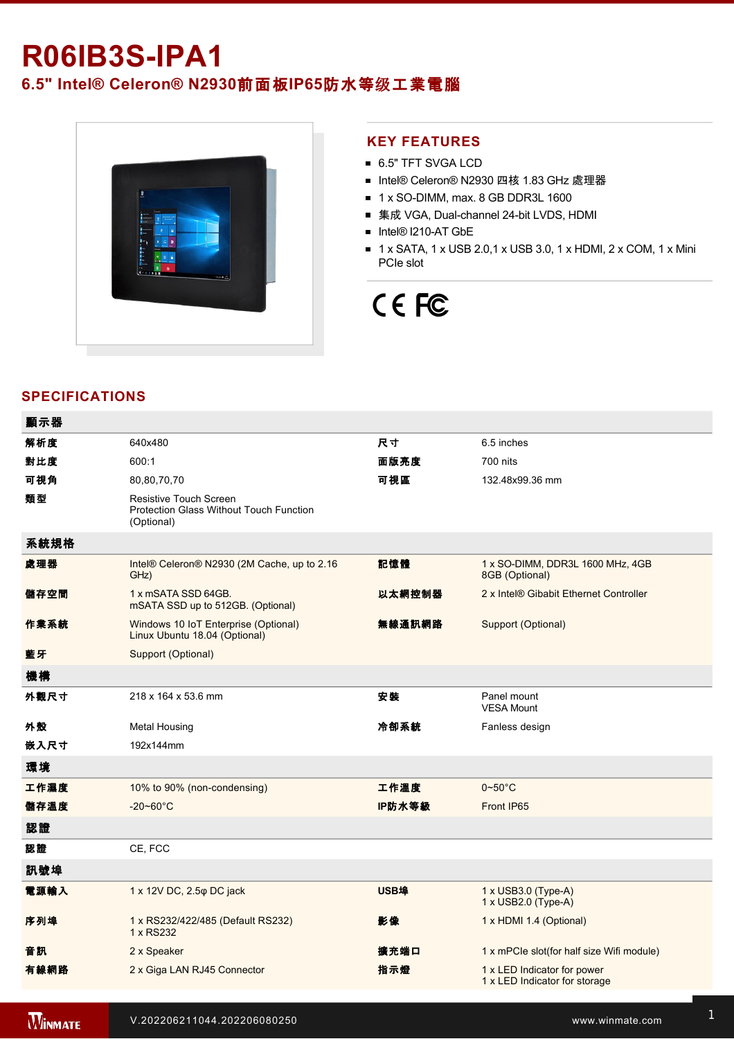# R06IB3S-IPA1

## 6.5" Intel® Celeron® N2930前面板IP65防水等级工業電腦

## KEY FEATURES

- 6.5" TFT SVGA LCD
- Intel® Celeron® N2930 四核 1.83 GHz 處理器
- 1 x SO-DIMM, max. 8 GB DDR3L 1600
- 集成 VGA, Dual-channel 24-bit LVDS, HDMI
- Intel® I210-AT GbE
- 1 x SATA, 1 x USB 2.0,1 x USB 3.0, 1 x HDMI, 2 x COM, 1 x Mini PCIe slot

CE FC

## SPECIFICATIONS

| **顯示器** | | | |
|---|---|---|---|
| **解析度** | 640x480 | **尺寸** | 6.5 inches |
| **對比度** | 600:1 | **面版亮度** | 700 nits |
| **可視角** | 80,80,70,70 | **可視區** | 132.48x99.36 mm |
| **類型** | Resistive Touch Screen<br>Protection Glass Without Touch Function (Optional) | | |
| **系統規格** | | | |
| **處理器** | Intel® Celeron® N2930 (2M Cache, up to 2.16 GHz) | **記憶體** | 1 x SO-DIMM, DDR3L 1600 MHz, 4GB<br>8GB (Optional) |
| **儲存空間** | 1 x mSATA SSD 64GB.<br>mSATA SSD up to 512GB. (Optional) | **以太網控制器** | 2 x Intel® Gibabit Ethernet Controller |
| **作業系統** | Windows 10 IoT Enterprise (Optional)<br>Linux Ubuntu 18.04 (Optional) | **無線通訊網路** | Support (Optional) |
| **藍牙** | Support (Optional) | | |
| **機構** | | | |
| **外觀尺寸** | 218 x 164 x 53.6 mm | **安裝** | Panel mount<br>VESA Mount |
| **外殼** | Metal Housing | **冷卻系統** | Fanless design |
| **嵌入尺寸** | 192x144mm | | |
| **環境** | | | |
| **工作濕度** | 10% to 90% (non-condensing) | **工作溫度** | 0~50°C |
| **儲存溫度** | -20~60°C | **IP防水等級** | Front IP65 |
| **認證** | | | |
| **認證** | CE, FCC | | |
| **訊號埠** | | | |
| **電源輸入** | 1 x 12V DC, 2.5φ DC jack | **USB埠** | 1 x USB3.0 (Type-A)<br>1 x USB2.0 (Type-A) |
| **序列埠** | 1 x RS232/422/485 (Default RS232)<br>1 x RS232 | **影像** | 1 x HDMI 1.4 (Optional) |
| **音訊** | 2 x Speaker | **擴充端口** | 1 x mPCIe slot(for half size Wifi module) |
| **有線網路** | 2 x Giga LAN RJ45 Connector | **指示燈** | 1 x LED Indicator for power<br>1 x LED Indicator for storage |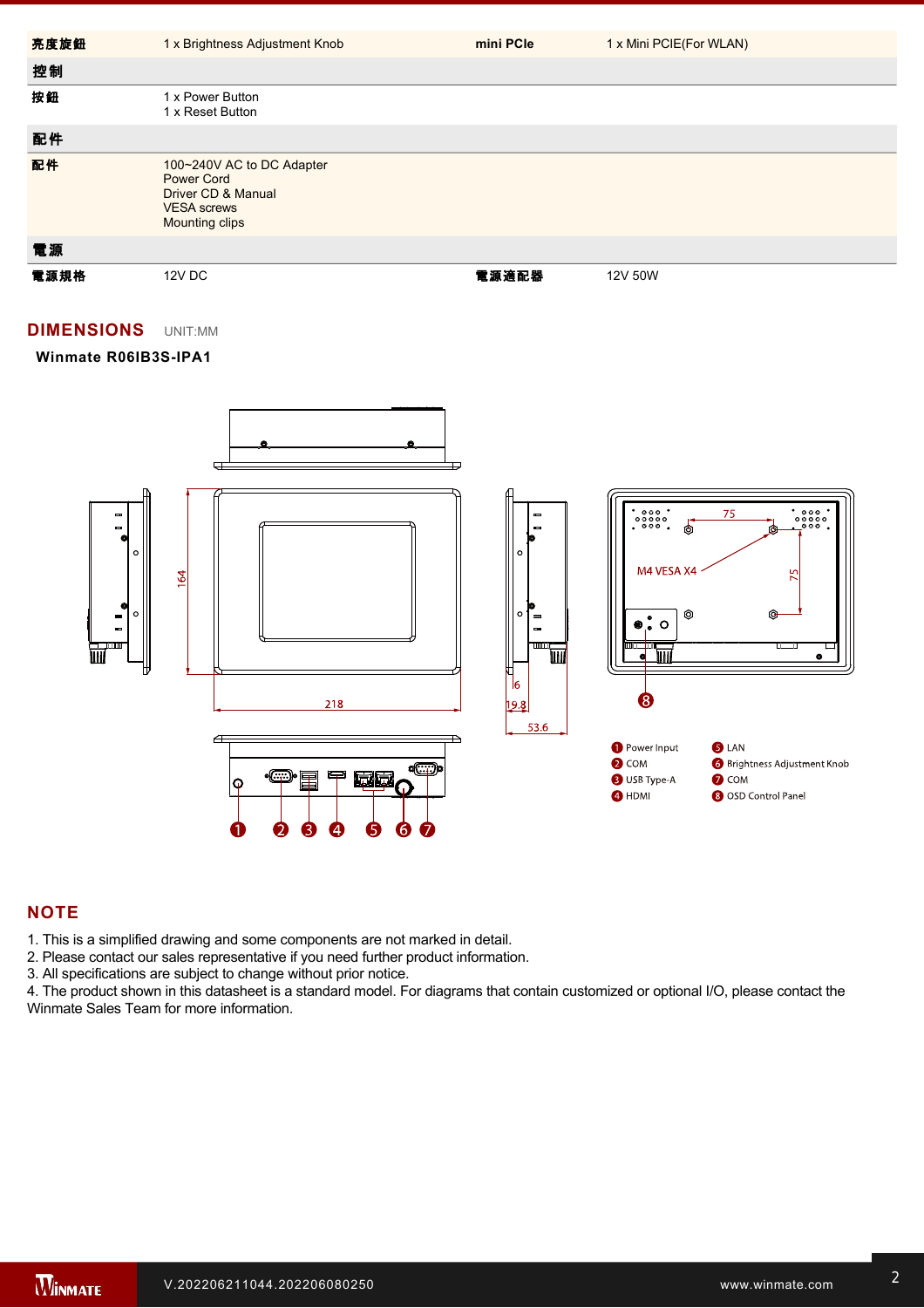| | | | |
|---|---|---|---|
| **亮度旋鈕** | 1 x Brightness Adjustment Knob | **mini PCIe** | 1 x Mini PCIE(For WLAN) |
| **控制** | | | |
| **按鈕** | 1 x Power Button<br>1 x Reset Button | | |
| **配件** | | | |
| **配件** | 100~240V AC to DC Adapter<br>Power Cord<br>Driver CD & Manual<br>VESA screws<br>Mounting clips | | |
| **電源** | | | |
| **電源規格** | 12V DC | **電源適配器** | 12V 50W |

## DIMENSIONS UNIT:MM

**Winmate R06IB3S-IPA1**

164

218

6

19.8

53.6

75

75

M4 VESA X4

1 Power Input
2 COM
3 USB Type-A
4 HDMI
5 LAN
6 Brightness Adjustment Knob
7 COM
8 OSD Control Panel

## NOTE

1. This is a simplified drawing and some components are not marked in detail.
2. Please contact our sales representative if you need further product information.
3. All specifications are subject to change without prior notice.
4. The product shown in this datasheet is a standard model. For diagrams that contain customized or optional I/O, please contact the Winmate Sales Team for more information.